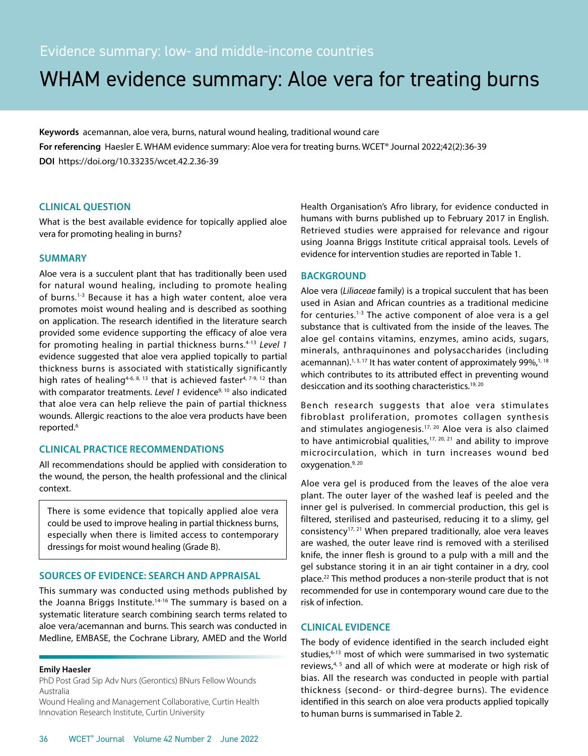Evidence summary: low- and middle-income countries

# WHAM evidence summary: Aloe vera for treating burns

**Keywords** acemannan, aloe vera, burns, natural wound healing, traditional wound care

**For referencing** Haesler E. WHAM evidence summary: Aloe vera for treating burns. WCET® Journal 2022;42(2):36-39

**DOI** https://doi.org/10.33235/wcet.42.2.36-39

## CLINICAL QUESTION

What is the best available evidence for topically applied aloe vera for promoting healing in burns?

## SUMMARY

Aloe vera is a succulent plant that has traditionally been used for natural wound healing, including to promote healing of burns.[1-3] Because it has a high water content, aloe vera promotes moist wound healing and is described as soothing on application. The research identified in the literature search provided some evidence supporting the efficacy of aloe vera for promoting healing in partial thickness burns.[4-13] *Level 1* evidence suggested that aloe vera applied topically to partial thickness burns is associated with statistically significantly high rates of healing[4-6, 8, 13] that is achieved faster[4, 7-9, 12] than with comparator treatments. *Level 1* evidence[9, 10] also indicated that aloe vera can help relieve the pain of partial thickness wounds. Allergic reactions to the aloe vera products have been reported.[6]

## CLINICAL PRACTICE RECOMMENDATIONS

All recommendations should be applied with consideration to the wound, the person, the health professional and the clinical context.

> There is some evidence that topically applied aloe vera could be used to improve healing in partial thickness burns, especially when there is limited access to contemporary dressings for moist wound healing (Grade B).

## SOURCES OF EVIDENCE: SEARCH AND APPRAISAL

This summary was conducted using methods published by the Joanna Briggs Institute.[14-16] The summary is based on a systematic literature search combining search terms related to aloe vera/acemannan and burns. This search was conducted in Medline, EMBASE, the Cochrane Library, AMED and the World Health Organisation's Afro library, for evidence conducted in humans with burns published up to February 2017 in English. Retrieved studies were appraised for relevance and rigour using Joanna Briggs Institute critical appraisal tools. Levels of evidence for intervention studies are reported in Table 1.

## BACKGROUND

Aloe vera (*Liliaceae* family) is a tropical succulent that has been used in Asian and African countries as a traditional medicine for centuries.[1-3] The active component of aloe vera is a gel substance that is cultivated from the inside of the leaves. The aloe gel contains vitamins, enzymes, amino acids, sugars, minerals, anthraquinones and polysaccharides (including acemannan).[1, 3, 17] It has water content of approximately 99%,[1, 18] which contributes to its attributed effect in preventing wound desiccation and its soothing characteristics.[19, 20]

Bench research suggests that aloe vera stimulates fibroblast proliferation, promotes collagen synthesis and stimulates angiogenesis.[17, 20] Aloe vera is also claimed to have antimicrobial qualities,[17, 20, 21] and ability to improve microcirculation, which in turn increases wound bed oxygenation.[9, 20]

Aloe vera gel is produced from the leaves of the aloe vera plant. The outer layer of the washed leaf is peeled and the inner gel is pulverised. In commercial production, this gel is filtered, sterilised and pasteurised, reducing it to a slimy, gel consistency[17, 21] When prepared traditionally, aloe vera leaves are washed, the outer leave rind is removed with a sterilised knife, the inner flesh is ground to a pulp with a mill and the gel substance storing it in an air tight container in a dry, cool place.[22] This method produces a non-sterile product that is not recommended for use in contemporary wound care due to the risk of infection.

## CLINICAL EVIDENCE

The body of evidence identified in the search included eight studies,[6-13] most of which were summarised in two systematic reviews,[4, 5] and all of which were at moderate or high risk of bias. All the research was conducted in people with partial thickness (second- or third-degree burns). The evidence identified in this search on aloe vera products applied topically to human burns is summarised in Table 2.

**Emily Haesler**
PhD Post Grad Sip Adv Nurs (Gerontics) BNurs Fellow Wounds Australia
Wound Healing and Management Collaborative, Curtin Health Innovation Research Institute, Curtin University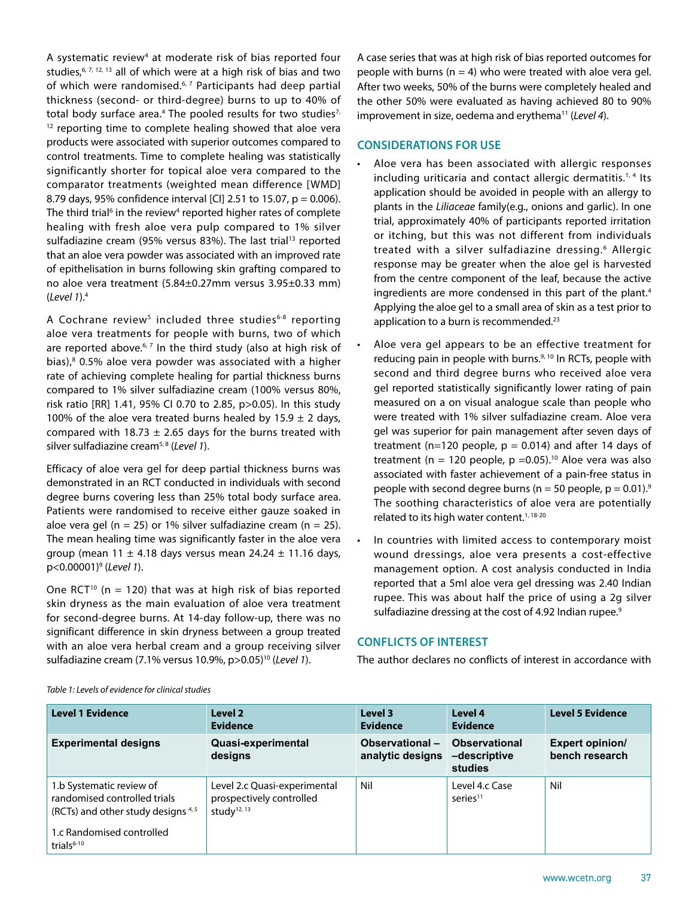A systematic review[4] at moderate risk of bias reported four studies,[6, 7, 12, 13] all of which were at a high risk of bias and two of which were randomised.[6, 7] Participants had deep partial thickness (second- or third-degree) burns to up to 40% of total body surface area.[4] The pooled results for two studies[7, 12] reporting time to complete healing showed that aloe vera products were associated with superior outcomes compared to control treatments. Time to complete healing was statistically significantly shorter for topical aloe vera compared to the comparator treatments (weighted mean difference [WMD] 8.79 days, 95% confidence interval [CI] 2.51 to 15.07, p = 0.006). The third trial[6] in the review[4] reported higher rates of complete healing with fresh aloe vera pulp compared to 1% silver sulfadiazine cream (95% versus 83%). The last trial[13] reported that an aloe vera powder was associated with an improved rate of epithelisation in burns following skin grafting compared to no aloe vera treatment (5.84±0.27mm versus 3.95±0.33 mm) (*Level 1*).[4]

A Cochrane review[5] included three studies[6-8] reporting aloe vera treatments for people with burns, two of which are reported above.[6, 7] In the third study (also at high risk of bias),[8] 0.5% aloe vera powder was associated with a higher rate of achieving complete healing for partial thickness burns compared to 1% silver sulfadiazine cream (100% versus 80%, risk ratio [RR] 1.41, 95% CI 0.70 to 2.85, p>0.05). In this study 100% of the aloe vera treated burns healed by 15.9 ± 2 days, compared with 18.73 ± 2.65 days for the burns treated with silver sulfadiazine cream[5, 8] (*Level 1*).

Efficacy of aloe vera gel for deep partial thickness burns was demonstrated in an RCT conducted in individuals with second degree burns covering less than 25% total body surface area. Patients were randomised to receive either gauze soaked in aloe vera gel (n = 25) or 1% silver sulfadiazine cream (n = 25). The mean healing time was significantly faster in the aloe vera group (mean 11 ± 4.18 days versus mean 24.24 ± 11.16 days, p<0.00001)[9] (*Level 1*).

One RCT[10] (n = 120) that was at high risk of bias reported skin dryness as the main evaluation of aloe vera treatment for second-degree burns. At 14-day follow-up, there was no significant difference in skin dryness between a group treated with an aloe vera herbal cream and a group receiving silver sulfadiazine cream (7.1% versus 10.9%, p>0.05)[10] (*Level 1*).

A case series that was at high risk of bias reported outcomes for people with burns (n = 4) who were treated with aloe vera gel. After two weeks, 50% of the burns were completely healed and the other 50% were evaluated as having achieved 80 to 90% improvement in size, oedema and erythema[11] (*Level 4*).

## CONSIDERATIONS FOR USE

- Aloe vera has been associated with allergic responses including uriticaria and contact allergic dermatitis.[1, 4] Its application should be avoided in people with an allergy to plants in the *Liliaceae* family(e.g., onions and garlic). In one trial, approximately 40% of participants reported irritation or itching, but this was not different from individuals treated with a silver sulfadiazine dressing.[6] Allergic response may be greater when the aloe gel is harvested from the centre component of the leaf, because the active ingredients are more condensed in this part of the plant.[4] Applying the aloe gel to a small area of skin as a test prior to application to a burn is recommended.[23]
- Aloe vera gel appears to be an effective treatment for reducing pain in people with burns.[9, 10] In RCTs, people with second and third degree burns who received aloe vera gel reported statistically significantly lower rating of pain measured on a on visual analogue scale than people who were treated with 1% silver sulfadiazine cream. Aloe vera gel was superior for pain management after seven days of treatment (n=120 people, p = 0.014) and after 14 days of treatment (n = 120 people, p =0.05).[10] Aloe vera was also associated with faster achievement of a pain-free status in people with second degree burns (n = 50 people, p = 0.01).[9] The soothing characteristics of aloe vera are potentially related to its high water content.[1, 18-20]
- In countries with limited access to contemporary moist wound dressings, aloe vera presents a cost-effective management option. A cost analysis conducted in India reported that a 5ml aloe vera gel dressing was 2.40 Indian rupee. This was about half the price of using a 2g silver sulfadiazine dressing at the cost of 4.92 Indian rupee.[9]

## CONFLICTS OF INTEREST

The author declares no conflicts of interest in accordance with

*Table 1: Levels of evidence for clinical studies*

| Level 1 Evidence | Level 2 Evidence | Level 3 Evidence | Level 4 Evidence | Level 5 Evidence |
|---|---|---|---|---|
| **Experimental designs** | **Quasi-experimental designs** | **Observational – analytic designs** | **Observational –descriptive studies** | **Expert opinion/ bench research** |
| 1.b Systematic review of randomised controlled trials (RCTs) and other study designs[4, 5]<br>1.c Randomised controlled trials[6-10] | Level 2.c Quasi-experimental prospectively controlled study[12, 13] | Nil | Level 4.c Case series[11] | Nil |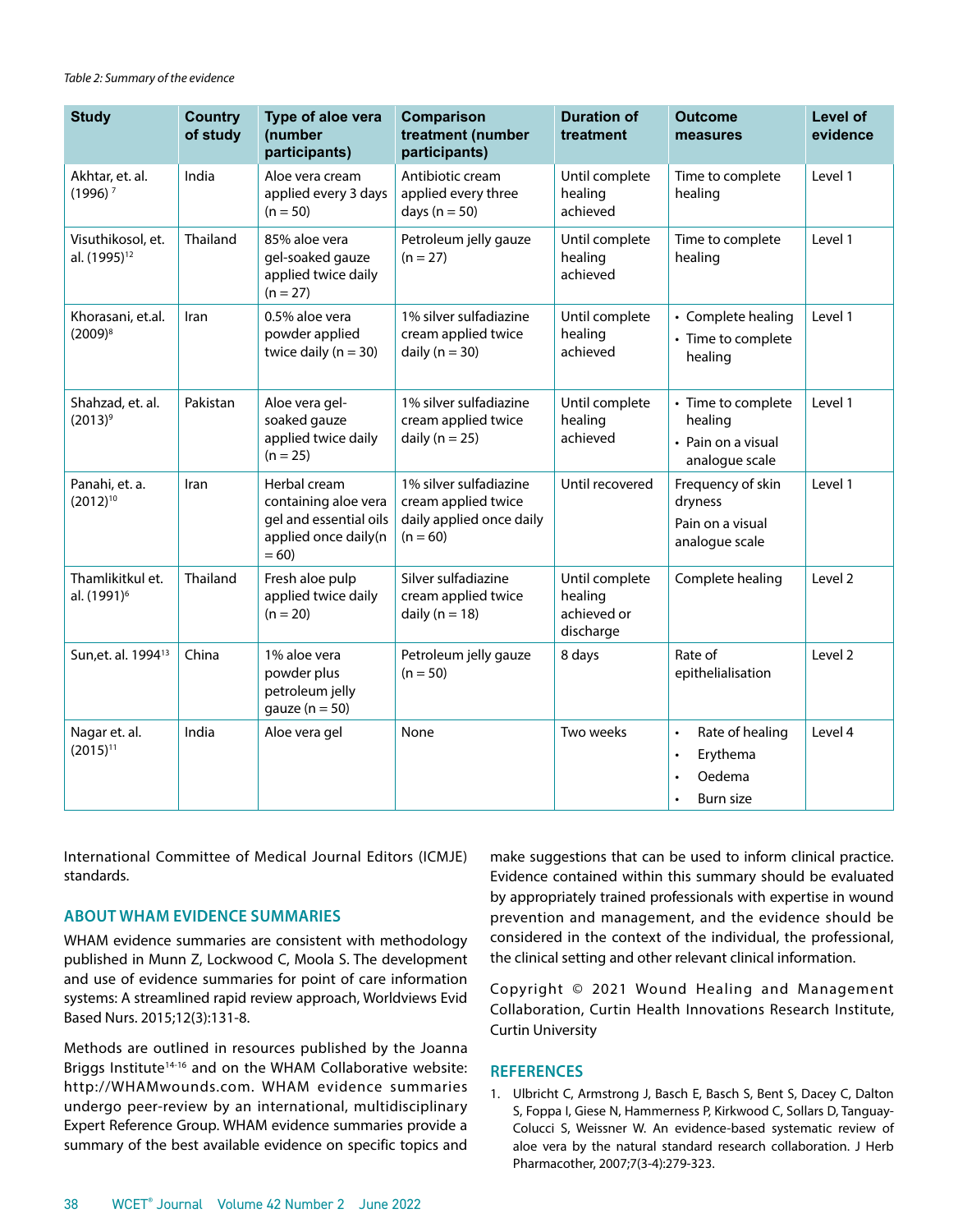*Table 2: Summary of the evidence*

| Study | Country of study | Type of aloe vera (number participants) | Comparison treatment (number participants) | Duration of treatment | Outcome measures | Level of evidence |
|---|---|---|---|---|---|---|
| Akhtar, et. al. (1996) [7] | India | Aloe vera cream applied every 3 days (n = 50) | Antibiotic cream applied every three days (n = 50) | Until complete healing achieved | Time to complete healing | Level 1 |
| Visuthikosol, et. al. (1995)[12] | Thailand | 85% aloe vera gel-soaked gauze applied twice daily (n = 27) | Petroleum jelly gauze (n = 27) | Until complete healing achieved | Time to complete healing | Level 1 |
| Khorasani, et.al. (2009)[8] | Iran | 0.5% aloe vera powder applied twice daily (n = 30) | 1% silver sulfadiazine cream applied twice daily (n = 30) | Until complete healing achieved | • Complete healing<br>• Time to complete healing | Level 1 |
| Shahzad, et. al. (2013)[9] | Pakistan | Aloe vera gel-soaked gauze applied twice daily (n = 25) | 1% silver sulfadiazine cream applied twice daily (n = 25) | Until complete healing achieved | • Time to complete healing<br>• Pain on a visual analogue scale | Level 1 |
| Panahi, et. a. (2012)[10] | Iran | Herbal cream containing aloe vera gel and essential oils applied once daily(n = 60) | 1% silver sulfadiazine cream applied twice daily applied once daily (n = 60) | Until recovered | Frequency of skin dryness<br>Pain on a visual analogue scale | Level 1 |
| Thamlikitkul et. al. (1991)[6] | Thailand | Fresh aloe pulp applied twice daily (n = 20) | Silver sulfadiazine cream applied twice daily (n = 18) | Until complete healing achieved or discharge | Complete healing | Level 2 |
| Sun,et. al. 1994[13] | China | 1% aloe vera powder plus petroleum jelly gauze (n = 50) | Petroleum jelly gauze (n = 50) | 8 days | Rate of epithelialisation | Level 2 |
| Nagar et. al. (2015)[11] | India | Aloe vera gel | None | Two weeks | • Rate of healing<br>• Erythema<br>• Oedema<br>• Burn size | Level 4 |

International Committee of Medical Journal Editors (ICMJE) standards.

## ABOUT WHAM EVIDENCE SUMMARIES

WHAM evidence summaries are consistent with methodology published in Munn Z, Lockwood C, Moola S. The development and use of evidence summaries for point of care information systems: A streamlined rapid review approach, Worldviews Evid Based Nurs. 2015;12(3):131-8.

Methods are outlined in resources published by the Joanna Briggs Institute[14-16] and on the WHAM Collaborative website: http://WHAMwounds.com. WHAM evidence summaries undergo peer-review by an international, multidisciplinary Expert Reference Group. WHAM evidence summaries provide a summary of the best available evidence on specific topics and make suggestions that can be used to inform clinical practice. Evidence contained within this summary should be evaluated by appropriately trained professionals with expertise in wound prevention and management, and the evidence should be considered in the context of the individual, the professional, the clinical setting and other relevant clinical information.

Copyright © 2021 Wound Healing and Management Collaboration, Curtin Health Innovations Research Institute, Curtin University

## REFERENCES

1. Ulbricht C, Armstrong J, Basch E, Basch S, Bent S, Dacey C, Dalton S, Foppa I, Giese N, Hammerness P, Kirkwood C, Sollars D, Tanguay-Colucci S, Weissner W. An evidence-based systematic review of aloe vera by the natural standard research collaboration. J Herb Pharmacother, 2007;7(3-4):279-323.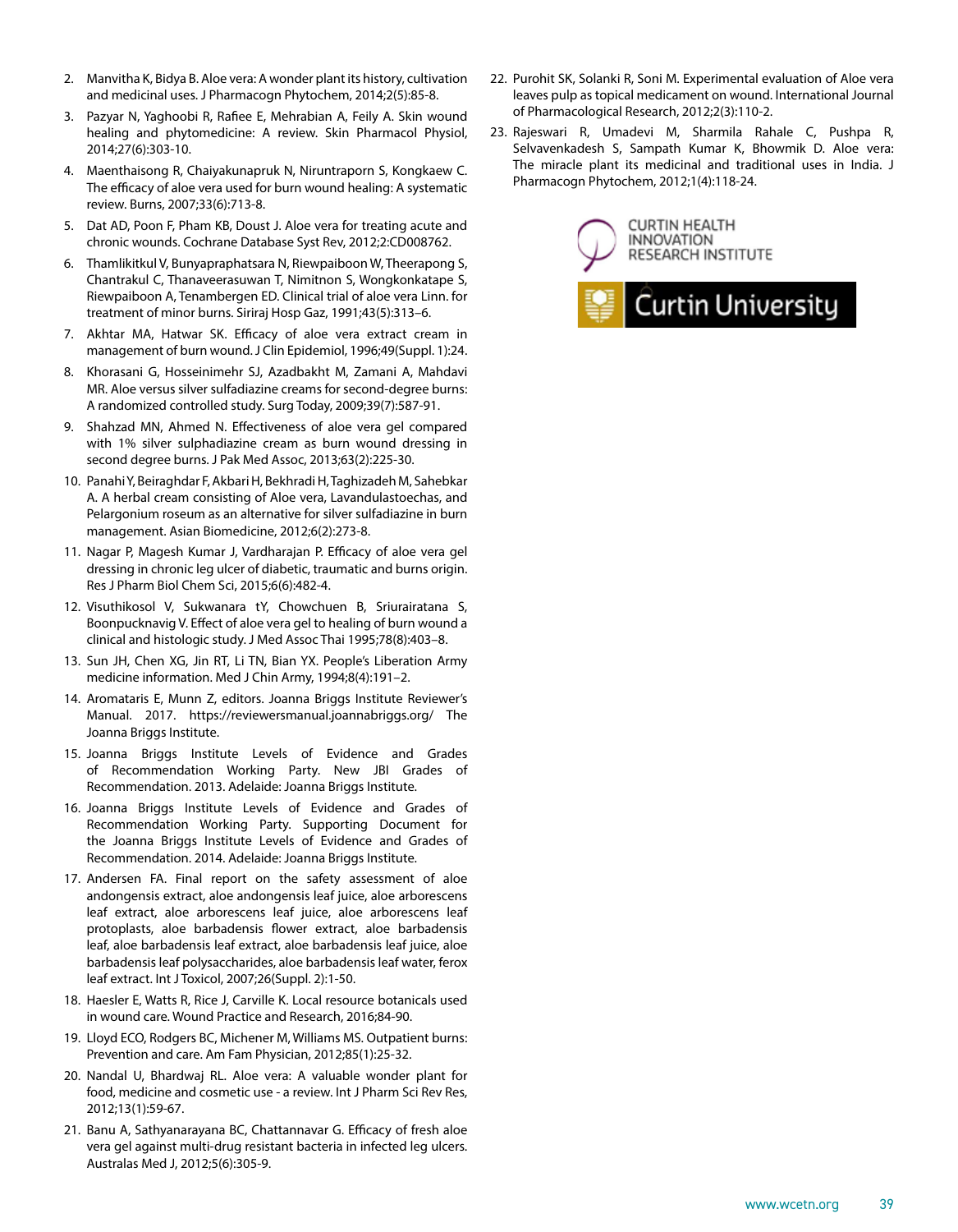2. Manvitha K, Bidya B. Aloe vera: A wonder plant its history, cultivation and medicinal uses. J Pharmacogn Phytochem, 2014;2(5):85-8.
3. Pazyar N, Yaghoobi R, Rafiee E, Mehrabian A, Feily A. Skin wound healing and phytomedicine: A review. Skin Pharmacol Physiol, 2014;27(6):303-10.
4. Maenthaisong R, Chaiyakunapruk N, Niruntraporn S, Kongkaew C. The efficacy of aloe vera used for burn wound healing: A systematic review. Burns, 2007;33(6):713-8.
5. Dat AD, Poon F, Pham KB, Doust J. Aloe vera for treating acute and chronic wounds. Cochrane Database Syst Rev, 2012;2:CD008762.
6. Thamlikitkul V, Bunyapraphatsara N, Riewpaiboon W, Theerapong S, Chantrakul C, Thanaveerasuwan T, Nimitnon S, Wongkonkatape S, Riewpaiboon A, Tenambergen ED. Clinical trial of aloe vera Linn. for treatment of minor burns. Siriraj Hosp Gaz, 1991;43(5):313–6.
7. Akhtar MA, Hatwar SK. Efficacy of aloe vera extract cream in management of burn wound. J Clin Epidemiol, 1996;49(Suppl. 1):24.
8. Khorasani G, Hosseinimehr SJ, Azadbakht M, Zamani A, Mahdavi MR. Aloe versus silver sulfadiazine creams for second-degree burns: A randomized controlled study. Surg Today, 2009;39(7):587-91.
9. Shahzad MN, Ahmed N. Effectiveness of aloe vera gel compared with 1% silver sulphadiazine cream as burn wound dressing in second degree burns. J Pak Med Assoc, 2013;63(2):225-30.
10. Panahi Y, Beiraghdar F, Akbari H, Bekhradi H, Taghizadeh M, Sahebkar A. A herbal cream consisting of Aloe vera, Lavandulastoechas, and Pelargonium roseum as an alternative for silver sulfadiazine in burn management. Asian Biomedicine, 2012;6(2):273-8.
11. Nagar P, Magesh Kumar J, Vardharajan P. Efficacy of aloe vera gel dressing in chronic leg ulcer of diabetic, traumatic and burns origin. Res J Pharm Biol Chem Sci, 2015;6(6):482-4.
12. Visuthikosol V, Sukwanara tY, Chowchuen B, Sriurairatana S, Boonpucknavig V. Effect of aloe vera gel to healing of burn wound a clinical and histologic study. J Med Assoc Thai 1995;78(8):403–8.
13. Sun JH, Chen XG, Jin RT, Li TN, Bian YX. People's Liberation Army medicine information. Med J Chin Army, 1994;8(4):191–2.
14. Aromataris E, Munn Z, editors. Joanna Briggs Institute Reviewer's Manual. 2017. https://reviewersmanual.joannabriggs.org/ The Joanna Briggs Institute.
15. Joanna Briggs Institute Levels of Evidence and Grades of Recommendation Working Party. New JBI Grades of Recommendation. 2013. Adelaide: Joanna Briggs Institute.
16. Joanna Briggs Institute Levels of Evidence and Grades of Recommendation Working Party. Supporting Document for the Joanna Briggs Institute Levels of Evidence and Grades of Recommendation. 2014. Adelaide: Joanna Briggs Institute.
17. Andersen FA. Final report on the safety assessment of aloe andongensis extract, aloe andongensis leaf juice, aloe arborescens leaf extract, aloe arborescens leaf juice, aloe arborescens leaf protoplasts, aloe barbadensis flower extract, aloe barbadensis leaf, aloe barbadensis leaf extract, aloe barbadensis leaf juice, aloe barbadensis leaf polysaccharides, aloe barbadensis leaf water, ferox leaf extract. Int J Toxicol, 2007;26(Suppl. 2):1-50.
18. Haesler E, Watts R, Rice J, Carville K. Local resource botanicals used in wound care. Wound Practice and Research, 2016;84-90.
19. Lloyd ECO, Rodgers BC, Michener M, Williams MS. Outpatient burns: Prevention and care. Am Fam Physician, 2012;85(1):25-32.
20. Nandal U, Bhardwaj RL. Aloe vera: A valuable wonder plant for food, medicine and cosmetic use - a review. Int J Pharm Sci Rev Res, 2012;13(1):59-67.
21. Banu A, Sathyanarayana BC, Chattannavar G. Efficacy of fresh aloe vera gel against multi-drug resistant bacteria in infected leg ulcers. Australas Med J, 2012;5(6):305-9.
22. Purohit SK, Solanki R, Soni M. Experimental evaluation of Aloe vera leaves pulp as topical medicament on wound. International Journal of Pharmacological Research, 2012;2(3):110-2.
23. Rajeswari R, Umadevi M, Sharmila Rahale C, Pushpa R, Selvavenkadesh S, Sampath Kumar K, Bhowmik D. Aloe vera: The miracle plant its medicinal and traditional uses in India. J Pharmacogn Phytochem, 2012;1(4):118-24.

CURTIN HEALTH INNOVATION RESEARCH INSTITUTE

Curtin University